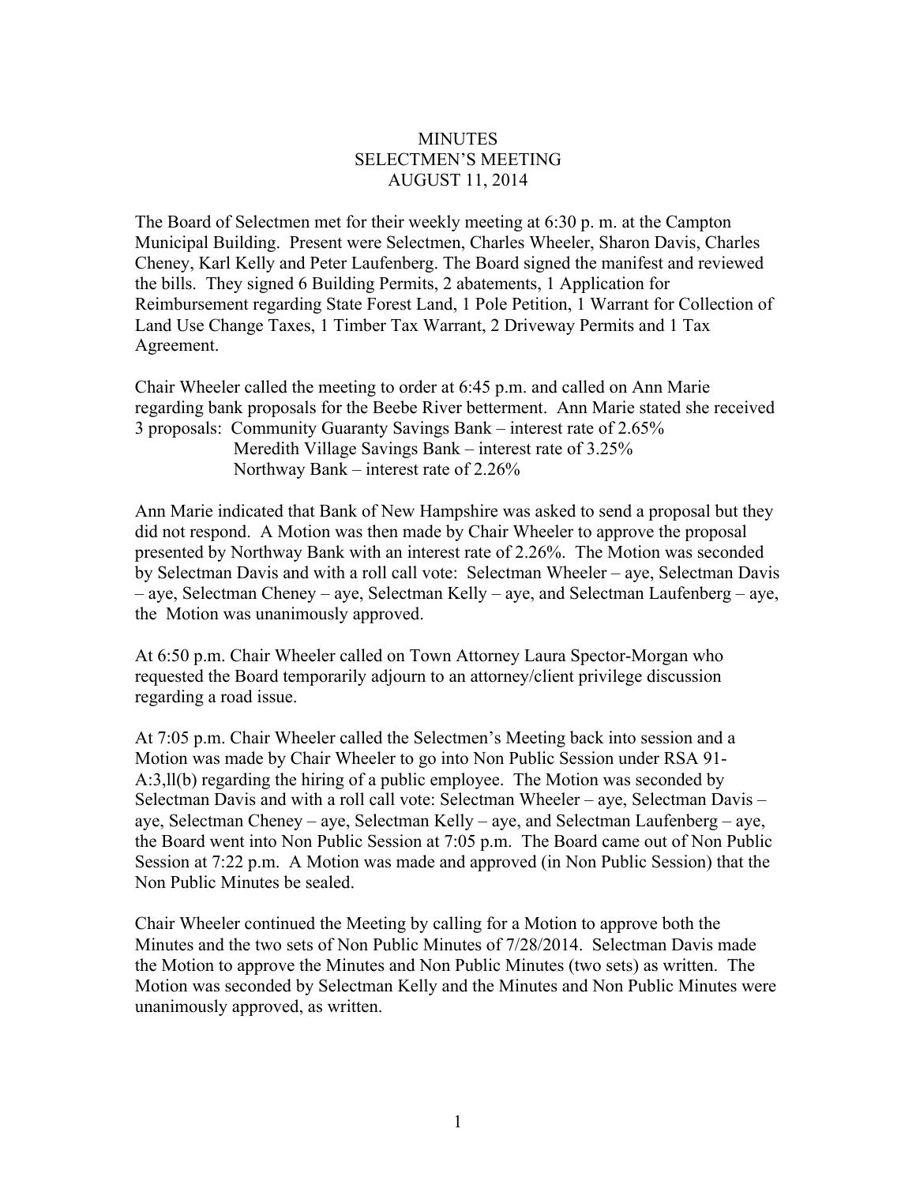MINUTES
SELECTMEN'S MEETING
AUGUST 11, 2014

The Board of Selectmen met for their weekly meeting at 6:30 p. m. at the Campton Municipal Building. Present were Selectmen, Charles Wheeler, Sharon Davis, Charles Cheney, Karl Kelly and Peter Laufenberg. The Board signed the manifest and reviewed the bills. They signed 6 Building Permits, 2 abatements, 1 Application for Reimbursement regarding State Forest Land, 1 Pole Petition, 1 Warrant for Collection of Land Use Change Taxes, 1 Timber Tax Warrant, 2 Driveway Permits and 1 Tax Agreement.

Chair Wheeler called the meeting to order at 6:45 p.m. and called on Ann Marie regarding bank proposals for the Beebe River betterment. Ann Marie stated she received 3 proposals: Community Guaranty Savings Bank – interest rate of 2.65%
Meredith Village Savings Bank – interest rate of 3.25%
Northway Bank – interest rate of 2.26%

Ann Marie indicated that Bank of New Hampshire was asked to send a proposal but they did not respond. A Motion was then made by Chair Wheeler to approve the proposal presented by Northway Bank with an interest rate of 2.26%. The Motion was seconded by Selectman Davis and with a roll call vote: Selectman Wheeler – aye, Selectman Davis – aye, Selectman Cheney – aye, Selectman Kelly – aye, and Selectman Laufenberg – aye, the Motion was unanimously approved.

At 6:50 p.m. Chair Wheeler called on Town Attorney Laura Spector-Morgan who requested the Board temporarily adjourn to an attorney/client privilege discussion regarding a road issue.

At 7:05 p.m. Chair Wheeler called the Selectmen's Meeting back into session and a Motion was made by Chair Wheeler to go into Non Public Session under RSA 91-A:3,ll(b) regarding the hiring of a public employee. The Motion was seconded by Selectman Davis and with a roll call vote: Selectman Wheeler – aye, Selectman Davis – aye, Selectman Cheney – aye, Selectman Kelly – aye, and Selectman Laufenberg – aye, the Board went into Non Public Session at 7:05 p.m. The Board came out of Non Public Session at 7:22 p.m. A Motion was made and approved (in Non Public Session) that the Non Public Minutes be sealed.

Chair Wheeler continued the Meeting by calling for a Motion to approve both the Minutes and the two sets of Non Public Minutes of 7/28/2014. Selectman Davis made the Motion to approve the Minutes and Non Public Minutes (two sets) as written. The Motion was seconded by Selectman Kelly and the Minutes and Non Public Minutes were unanimously approved, as written.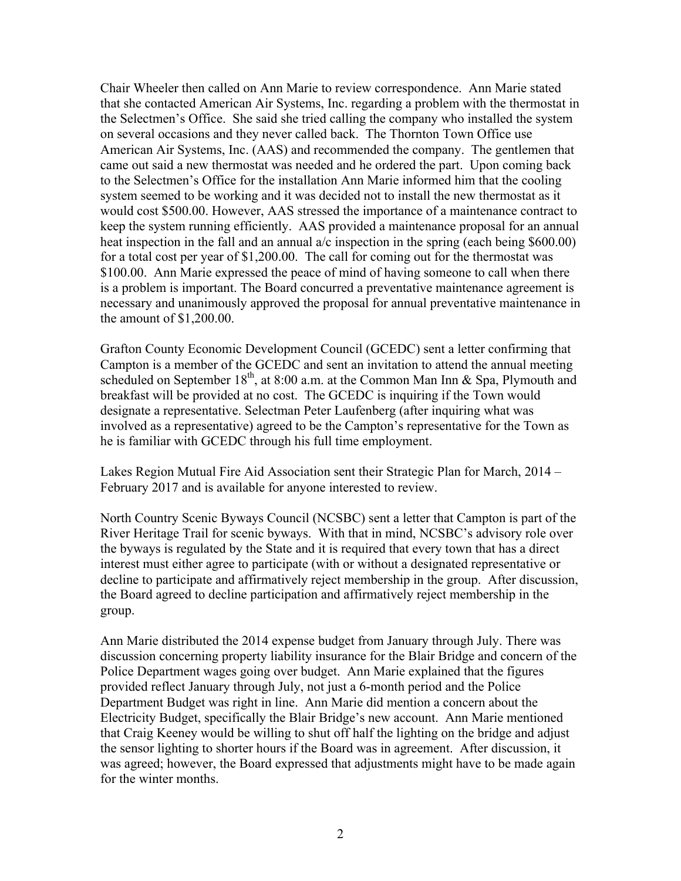Chair Wheeler then called on Ann Marie to review correspondence. Ann Marie stated that she contacted American Air Systems, Inc. regarding a problem with the thermostat in the Selectmen's Office. She said she tried calling the company who installed the system on several occasions and they never called back. The Thornton Town Office use American Air Systems, Inc. (AAS) and recommended the company. The gentlemen that came out said a new thermostat was needed and he ordered the part. Upon coming back to the Selectmen's Office for the installation Ann Marie informed him that the cooling system seemed to be working and it was decided not to install the new thermostat as it would cost $500.00. However, AAS stressed the importance of a maintenance contract to keep the system running efficiently. AAS provided a maintenance proposal for an annual heat inspection in the fall and an annual a/c inspection in the spring (each being $600.00) for a total cost per year of $1,200.00. The call for coming out for the thermostat was $100.00. Ann Marie expressed the peace of mind of having someone to call when there is a problem is important. The Board concurred a preventative maintenance agreement is necessary and unanimously approved the proposal for annual preventative maintenance in the amount of $1,200.00.

Grafton County Economic Development Council (GCEDC) sent a letter confirming that Campton is a member of the GCEDC and sent an invitation to attend the annual meeting scheduled on September 18th, at 8:00 a.m. at the Common Man Inn & Spa, Plymouth and breakfast will be provided at no cost. The GCEDC is inquiring if the Town would designate a representative. Selectman Peter Laufenberg (after inquiring what was involved as a representative) agreed to be the Campton's representative for the Town as he is familiar with GCEDC through his full time employment.

Lakes Region Mutual Fire Aid Association sent their Strategic Plan for March, 2014 – February 2017 and is available for anyone interested to review.

North Country Scenic Byways Council (NCSBC) sent a letter that Campton is part of the River Heritage Trail for scenic byways. With that in mind, NCSBC's advisory role over the byways is regulated by the State and it is required that every town that has a direct interest must either agree to participate (with or without a designated representative or decline to participate and affirmatively reject membership in the group. After discussion, the Board agreed to decline participation and affirmatively reject membership in the group.

Ann Marie distributed the 2014 expense budget from January through July. There was discussion concerning property liability insurance for the Blair Bridge and concern of the Police Department wages going over budget. Ann Marie explained that the figures provided reflect January through July, not just a 6-month period and the Police Department Budget was right in line. Ann Marie did mention a concern about the Electricity Budget, specifically the Blair Bridge's new account. Ann Marie mentioned that Craig Keeney would be willing to shut off half the lighting on the bridge and adjust the sensor lighting to shorter hours if the Board was in agreement. After discussion, it was agreed; however, the Board expressed that adjustments might have to be made again for the winter months.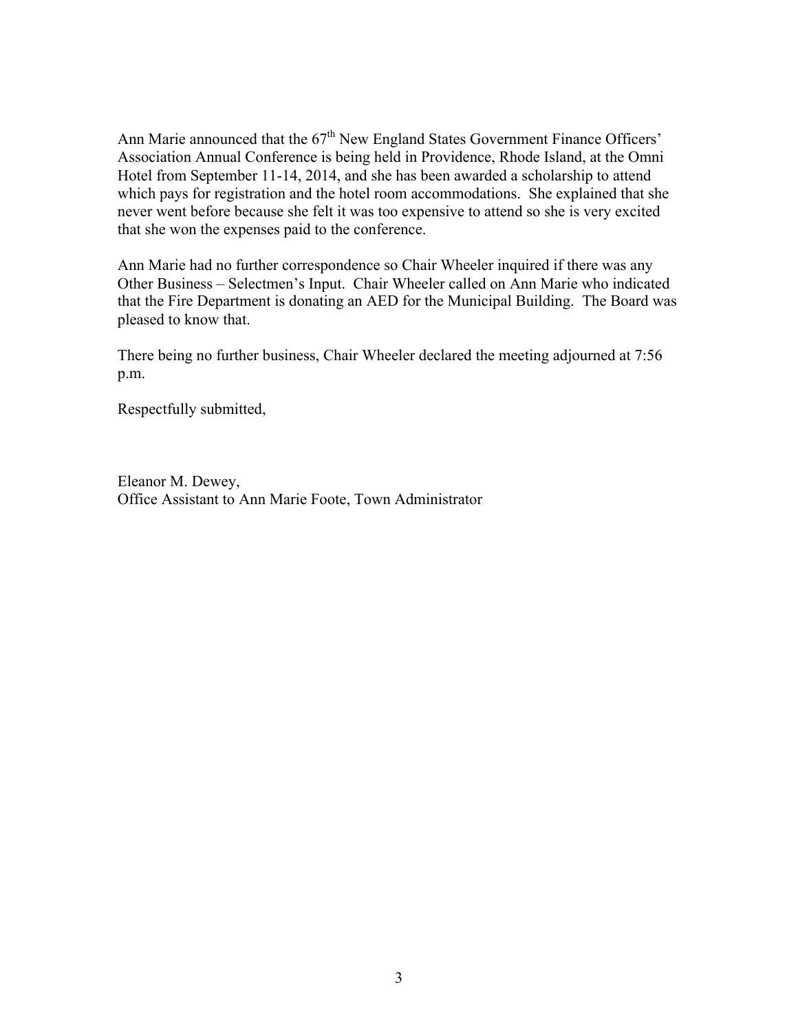Ann Marie announced that the 67th New England States Government Finance Officers' Association Annual Conference is being held in Providence, Rhode Island, at the Omni Hotel from September 11-14, 2014, and she has been awarded a scholarship to attend which pays for registration and the hotel room accommodations. She explained that she never went before because she felt it was too expensive to attend so she is very excited that she won the expenses paid to the conference.

Ann Marie had no further correspondence so Chair Wheeler inquired if there was any Other Business – Selectmen's Input. Chair Wheeler called on Ann Marie who indicated that the Fire Department is donating an AED for the Municipal Building. The Board was pleased to know that.

There being no further business, Chair Wheeler declared the meeting adjourned at 7:56 p.m.

Respectfully submitted,

Eleanor M. Dewey,  
Office Assistant to Ann Marie Foote, Town Administrator